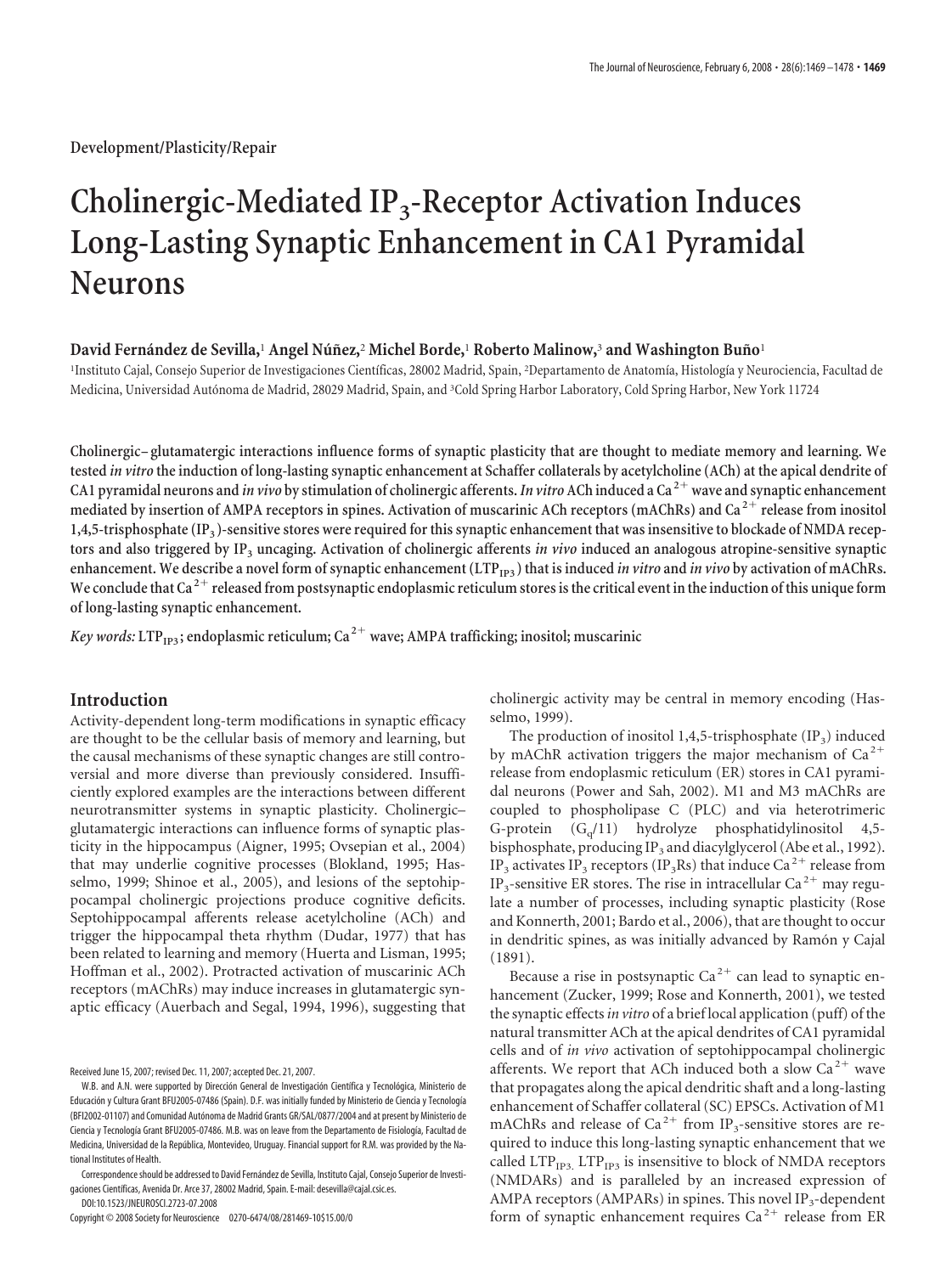Development/Plasticity/Repair

# Cholinergic-Mediated $IP_3$-Receptor Activation Induces Long-Lasting Synaptic Enhancement in CA1 Pyramidal Neurons

**David Fernández de Sevilla,[1] Angel Núñez,[2] Michel Borde,[1] Roberto Malinow,[3] and Washington Buño[1]**

[1]Instituto Cajal, Consejo Superior de Investigaciones Científicas, 28002 Madrid, Spain, [2]Departamento de Anatomía, Histología y Neurociencia, Facultad de Medicina, Universidad Autónoma de Madrid, 28029 Madrid, Spain, and [3]Cold Spring Harbor Laboratory, Cold Spring Harbor, New York 11724

**Cholinergic–glutamatergic interactions influence forms of synaptic plasticity that are thought to mediate memory and learning. We tested *in vitro* the induction of long-lasting synaptic enhancement at Schaffer collaterals by acetylcholine (ACh) at the apical dendrite of CA1 pyramidal neurons and *in vivo* by stimulation of cholinergic afferents. *In vitro* ACh induced a $Ca^{2+}$ wave and synaptic enhancement mediated by insertion of AMPA receptors in spines. Activation of muscarinic ACh receptors (mAChRs) and $Ca^{2+}$ release from inositol 1,4,5-trisphosphate ($IP_3$)-sensitive stores were required for this synaptic enhancement that was insensitive to blockade of NMDA receptors and also triggered by $IP_3$ uncaging. Activation of cholinergic afferents *in vivo* induced an analogous atropine-sensitive synaptic enhancement. We describe a novel form of synaptic enhancement ($LTP_{IP3}$) that is induced *in vitro* and *in vivo* by activation of mAChRs. We conclude that $Ca^{2+}$ released from postsynaptic endoplasmic reticulum stores is the critical event in the induction of this unique form of long-lasting synaptic enhancement.**

*Key words:* **$LTP_{IP3}$; endoplasmic reticulum; $Ca^{2+}$ wave; AMPA trafficking; inositol; muscarinic**

## Introduction

Activity-dependent long-term modifications in synaptic efficacy are thought to be the cellular basis of memory and learning, but the causal mechanisms of these synaptic changes are still controversial and more diverse than previously considered. Insufficiently explored examples are the interactions between different neurotransmitter systems in synaptic plasticity. Cholinergic–glutamatergic interactions can influence forms of synaptic plasticity in the hippocampus (Aigner, 1995; Ovsepian et al., 2004) that may underlie cognitive processes (Blokland, 1995; Hasselmo, 1999; Shinoe et al., 2005), and lesions of the septohippocampal cholinergic projections produce cognitive deficits. Septohippocampal afferents release acetylcholine (ACh) and trigger the hippocampal theta rhythm (Dudar, 1977) that has been related to learning and memory (Huerta and Lisman, 1995; Hoffman et al., 2002). Protracted activation of muscarinic ACh receptors (mAChRs) may induce increases in glutamatergic synaptic efficacy (Auerbach and Segal, 1994, 1996), suggesting that cholinergic activity may be central in memory encoding (Hasselmo, 1999).

The production of inositol 1,4,5-trisphosphate ($IP_3$) induced by mAChR activation triggers the major mechanism of $Ca^{2+}$ release from endoplasmic reticulum (ER) stores in CA1 pyramidal neurons (Power and Sah, 2002). M1 and M3 mAChRs are coupled to phospholipase C (PLC) and via heterotrimeric G-protein ($G_q$/11) hydrolyze phosphatidylinositol 4,5-bisphosphate, producing $IP_3$ and diacylglycerol (Abe et al., 1992). $IP_3$ activates $IP_3$ receptors ($IP_3$Rs) that induce $Ca^{2+}$ release from $IP_3$-sensitive ER stores. The rise in intracellular $Ca^{2+}$ may regulate a number of processes, including synaptic plasticity (Rose and Konnerth, 2001; Bardo et al., 2006), that are thought to occur in dendritic spines, as was initially advanced by Ramón y Cajal (1891).

Because a rise in postsynaptic $Ca^{2+}$ can lead to synaptic enhancement (Zucker, 1999; Rose and Konnerth, 2001), we tested the synaptic effects *in vitro* of a brief local application (puff) of the natural transmitter ACh at the apical dendrites of CA1 pyramidal cells and of *in vivo* activation of septohippocampal cholinergic afferents. We report that ACh induced both a slow $Ca^{2+}$ wave that propagates along the apical dendritic shaft and a long-lasting enhancement of Schaffer collateral (SC) EPSCs. Activation of M1 mAChRs and release of $Ca^{2+}$ from $IP_3$-sensitive stores are required to induce this long-lasting synaptic enhancement that we called $LTP_{IP3}$. $LTP_{IP3}$ is insensitive to block of NMDA receptors (NMDARs) and is paralleled by an increased expression of AMPA receptors (AMPARs) in spines. This novel $IP_3$-dependent form of synaptic enhancement requires $Ca^{2+}$ release from ER

Received June 15, 2007; revised Dec. 11, 2007; accepted Dec. 21, 2007.

W.B. and A.N. were supported by Dirección General de Investigación Científica y Tecnológica, Ministerio de Educación y Cultura Grant BFU2005-07486 (Spain). D.F. was initially funded by Ministerio de Ciencia y Tecnología (BFI2002-01107) and Comunidad Autónoma de Madrid Grants GR/SAL/0877/2004 and at present by Ministerio de Ciencia y Tecnología Grant BFU2005-07486. M.B. was on leave from the Departamento de Fisiología, Facultad de Medicina, Universidad de la República, Montevideo, Uruguay. Financial support for R.M. was provided by the National Institutes of Health.

Correspondence should be addressed to David Fernández de Sevilla, Instituto Cajal, Consejo Superior de Investigaciones Científicas, Avenida Dr. Arce 37, 28002 Madrid, Spain. E-mail: desevilla@cajal.csic.es.

DOI:10.1523/JNEUROSCI.2723-07.2008

Copyright © 2008 Society for Neuroscience 0270-6474/08/281469-10$15.00/0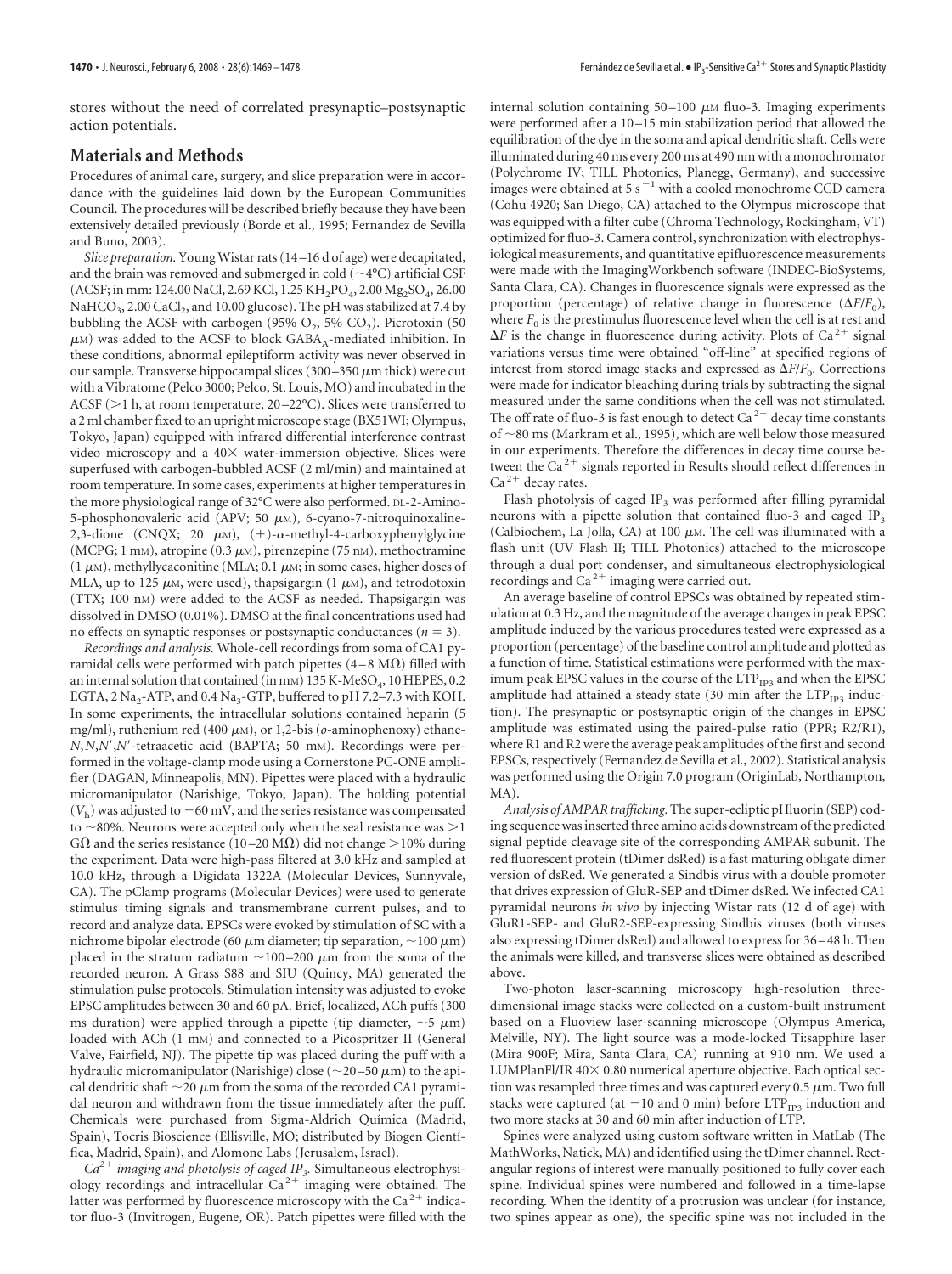stores without the need of correlated presynaptic–postsynaptic action potentials.

## Materials and Methods

Procedures of animal care, surgery, and slice preparation were in accordance with the guidelines laid down by the European Communities Council. The procedures will be described briefly because they have been extensively detailed previously (Borde et al., 1995; Fernandez de Sevilla and Buno, 2003).

*Slice preparation.* Young Wistar rats (14–16 d of age) were decapitated, and the brain was removed and submerged in cold (~4°C) artificial CSF (ACSF; in mm: 124.00 NaCl, 2.69 KCl, 1.25 $KH_2PO_4$, 2.00 $Mg_2SO_4$, 26.00 $NaHCO_3$, 2.00 $CaCl_2$, and 10.00 glucose). The pH was stabilized at 7.4 by bubbling the ACSF with carbogen (95% $O_2$, 5% $CO_2$). Picrotoxin (50 $\mu$M) was added to the ACSF to block $GABA_A$-mediated inhibition. In these conditions, abnormal epileptiform activity was never observed in our sample. Transverse hippocampal slices (300–350 $\mu$m thick) were cut with a Vibratome (Pelco 3000; Pelco, St. Louis, MO) and incubated in the ACSF (>1 h, at room temperature, 20–22°C). Slices were transferred to a 2 ml chamber fixed to an upright microscope stage (BX51WI; Olympus, Tokyo, Japan) equipped with infrared differential interference contrast video microscopy and a 40× water-immersion objective. Slices were superfused with carbogen-bubbled ACSF (2 ml/min) and maintained at room temperature. In some cases, experiments at higher temperatures in the more physiological range of 32°C were also performed. DL-2-Amino-5-phosphonovaleric acid (APV; 50 $\mu$M), 6-cyano-7-nitroquinoxaline-2,3-dione (CNQX; 20 $\mu$M), (+)-$\alpha$-methyl-4-carboxyphenylglycine (MCPG; 1 mM), atropine (0.3 $\mu$M), pirenzepine (75 nM), methoctramine (1 $\mu$M), methyllycaconitine (MLA; 0.1 $\mu$M; in some cases, higher doses of MLA, up to 125 $\mu$M, were used), thapsigargin (1 $\mu$M), and tetrodotoxin (TTX; 100 nM) were added to the ACSF as needed. Thapsigargin was dissolved in DMSO (0.01%). DMSO at the final concentrations used had no effects on synaptic responses or postsynaptic conductances ($n = 3$).

*Recordings and analysis.* Whole-cell recordings from soma of CA1 pyramidal cells were performed with patch pipettes (4–8 M$\Omega$) filled with an internal solution that contained (in mM) 135 K-$MeSO_4$, 10 HEPES, 0.2 EGTA, 2 $Na_2$-ATP, and 0.4 $Na_3$-GTP, buffered to pH 7.2–7.3 with KOH. In some experiments, the intracellular solutions contained heparin (5 mg/ml), ruthenium red (400 $\mu$M), or 1,2-bis (*o*-aminophenoxy) ethane-*N*,*N*,*N*′,*N*′-tetraacetic acid (BAPTA; 50 mM). Recordings were performed in the voltage-clamp mode using a Cornerstone PC-ONE amplifier (DAGAN, Minneapolis, MN). Pipettes were placed with a hydraulic micromanipulator (Narishige, Tokyo, Japan). The holding potential ($V_h$) was adjusted to −60 mV, and the series resistance was compensated to ~80%. Neurons were accepted only when the seal resistance was >1 G$\Omega$ and the series resistance (10–20 M$\Omega$) did not change >10% during the experiment. Data were high-pass filtered at 3.0 kHz and sampled at 10.0 kHz, through a Digidata 1322A (Molecular Devices, Sunnyvale, CA). The pClamp programs (Molecular Devices) were used to generate stimulus timing signals and transmembrane current pulses, and to record and analyze data. EPSCs were evoked by stimulation of SC with a nichrome bipolar electrode (60 $\mu$m diameter; tip separation, ~100 $\mu$m) placed in the stratum radiatum ~100–200 $\mu$m from the soma of the recorded neuron. A Grass S88 and SIU (Quincy, MA) generated the stimulation pulse protocols. Stimulation intensity was adjusted to evoke EPSC amplitudes between 30 and 60 pA. Brief, localized, ACh puffs (300 ms duration) were applied through a pipette (tip diameter, ~5 $\mu$m) loaded with ACh (1 mM) and connected to a Picospritzer II (General Valve, Fairfield, NJ). The pipette tip was placed during the puff with a hydraulic micromanipulator (Narishige) close (~20–50 $\mu$m) to the apical dendritic shaft ~20 $\mu$m from the soma of the recorded CA1 pyramidal neuron and withdrawn from the tissue immediately after the puff. Chemicals were purchased from Sigma-Aldrich Química (Madrid, Spain), Tocris Bioscience (Ellisville, MO; distributed by Biogen Científica, Madrid, Spain), and Alomone Labs (Jerusalem, Israel).

*$Ca^{2+}$ imaging and photolysis of caged $IP_3$.* Simultaneous electrophysiology recordings and intracellular $Ca^{2+}$ imaging were obtained. The latter was performed by fluorescence microscopy with the $Ca^{2+}$ indicator fluo-3 (Invitrogen, Eugene, OR). Patch pipettes were filled with the internal solution containing 50–100 $\mu$M fluo-3. Imaging experiments were performed after a 10–15 min stabilization period that allowed the equilibration of the dye in the soma and apical dendritic shaft. Cells were illuminated during 40 ms every 200 ms at 490 nm with a monochromator (Polychrome IV; TILL Photonics, Planegg, Germany), and successive images were obtained at 5 $s^{-1}$ with a cooled monochrome CCD camera (Cohu 4920; San Diego, CA) attached to the Olympus microscope that was equipped with a filter cube (Chroma Technology, Rockingham, VT) optimized for fluo-3. Camera control, synchronization with electrophysiological measurements, and quantitative epifluorescence measurements were made with the ImagingWorkbench software (INDEC-BioSystems, Santa Clara, CA). Changes in fluorescence signals were expressed as the proportion (percentage) of relative change in fluorescence ($\Delta F/F_0$), where $F_0$ is the prestimulus fluorescence level when the cell is at rest and $\Delta F$ is the change in fluorescence during activity. Plots of $Ca^{2+}$ signal variations versus time were obtained "off-line" at specified regions of interest from stored image stacks and expressed as $\Delta F/F_0$. Corrections were made for indicator bleaching during trials by subtracting the signal measured under the same conditions when the cell was not stimulated. The off rate of fluo-3 is fast enough to detect $Ca^{2+}$ decay time constants of ~80 ms (Markram et al., 1995), which are well below those measured in our experiments. Therefore the differences in decay time course between the $Ca^{2+}$ signals reported in Results should reflect differences in $Ca^{2+}$ decay rates.

Flash photolysis of caged $IP_3$ was performed after filling pyramidal neurons with a pipette solution that contained fluo-3 and caged $IP_3$ (Calbiochem, La Jolla, CA) at 100 $\mu$M. The cell was illuminated with a flash unit (UV Flash II; TILL Photonics) attached to the microscope through a dual port condenser, and simultaneous electrophysiological recordings and $Ca^{2+}$ imaging were carried out.

An average baseline of control EPSCs was obtained by repeated stimulation at 0.3 Hz, and the magnitude of the average changes in peak EPSC amplitude induced by the various procedures tested were expressed as a proportion (percentage) of the baseline control amplitude and plotted as a function of time. Statistical estimations were performed with the maximum peak EPSC values in the course of the $LTP_{IP3}$ and when the EPSC amplitude had attained a steady state (30 min after the $LTP_{IP3}$ induction). The presynaptic or postsynaptic origin of the changes in EPSC amplitude was estimated using the paired-pulse ratio (PPR; R2/R1), where R1 and R2 were the average peak amplitudes of the first and second EPSCs, respectively (Fernandez de Sevilla et al., 2002). Statistical analysis was performed using the Origin 7.0 program (OriginLab, Northampton, MA).

*Analysis of AMPAR trafficking.* The super-ecliptic pHluorin (SEP) coding sequence was inserted three amino acids downstream of the predicted signal peptide cleavage site of the corresponding AMPAR subunit. The red fluorescent protein (tDimer dsRed) is a fast maturing obligate dimer version of dsRed. We generated a Sindbis virus with a double promoter that drives expression of GluR-SEP and tDimer dsRed. We infected CA1 pyramidal neurons *in vivo* by injecting Wistar rats (12 d of age) with GluR1-SEP- and GluR2-SEP-expressing Sindbis viruses (both viruses also expressing tDimer dsRed) and allowed to express for 36–48 h. Then the animals were killed, and transverse slices were obtained as described above.

Two-photon laser-scanning microscopy high-resolution three-dimensional image stacks were collected on a custom-built instrument based on a Fluoview laser-scanning microscope (Olympus America, Melville, NY). The light source was a mode-locked Ti:sapphire laser (Mira 900F; Mira, Santa Clara, CA) running at 910 nm. We used a LUMPlanFl/IR 40× 0.80 numerical aperture objective. Each optical section was resampled three times and was captured every 0.5 $\mu$m. Two full stacks were captured (at −10 and 0 min) before $LTP_{IP3}$ induction and two more stacks at 30 and 60 min after induction of LTP.

Spines were analyzed using custom software written in MatLab (The MathWorks, Natick, MA) and identified using the tDimer channel. Rectangular regions of interest were manually positioned to fully cover each spine. Individual spines were numbered and followed in a time-lapse recording. When the identity of a protrusion was unclear (for instance, two spines appear as one), the specific spine was not included in the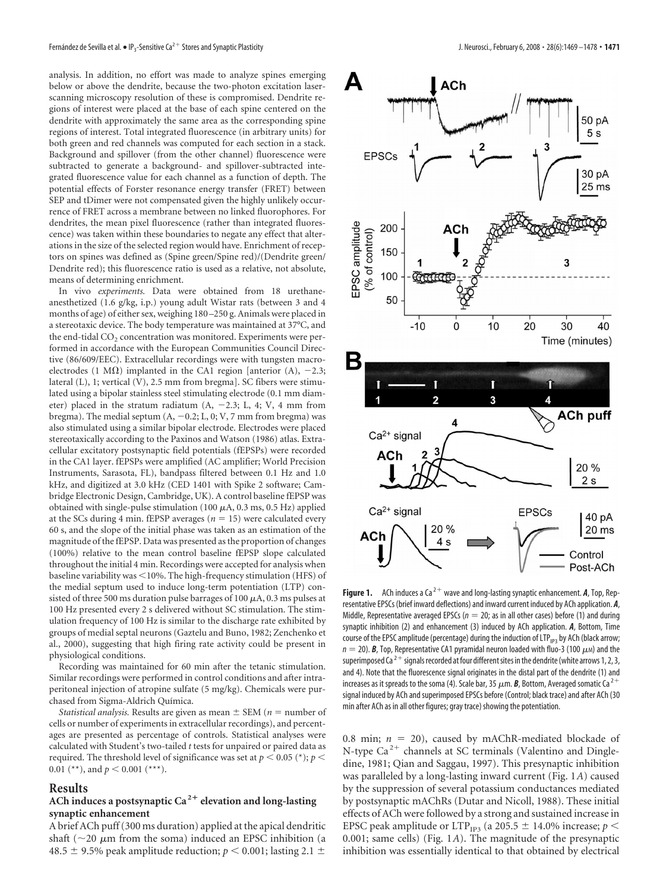analysis. In addition, no effort was made to analyze spines emerging below or above the dendrite, because the two-photon excitation laser-scanning microscopy resolution of these is compromised. Dendrite regions of interest were placed at the base of each spine centered on the dendrite with approximately the same area as the corresponding spine regions of interest. Total integrated fluorescence (in arbitrary units) for both green and red channels was computed for each section in a stack. Background and spillover (from the other channel) fluorescence were subtracted to generate a background- and spillover-subtracted integrated fluorescence value for each channel as a function of depth. The potential effects of Forster resonance energy transfer (FRET) between SEP and tDimer were not compensated given the highly unlikely occurrence of FRET across a membrane between no linked fluorophores. For dendrites, the mean pixel fluorescence (rather than integrated fluorescence) was taken within these boundaries to negate any effect that alterations in the size of the selected region would have. Enrichment of receptors on spines was defined as (Spine green/Spine red)/(Dendrite green/Dendrite red); this fluorescence ratio is used as a relative, not absolute, means of determining enrichment.

*In vivo experiments.* Data were obtained from 18 urethane-anesthetized (1.6 g/kg, i.p.) young adult Wistar rats (between 3 and 4 months of age) of either sex, weighing 180–250 g. Animals were placed in a stereotaxic device. The body temperature was maintained at 37°C, and the end-tidal $CO_2$ concentration was monitored. Experiments were performed in accordance with the European Communities Council Directive (86/609/EEC). Extracellular recordings were with tungsten macroelectrodes (1 MΩ) implanted in the CA1 region [anterior (A), −2.3; lateral (L), 1; vertical (V), 2.5 mm from bregma]. SC fibers were stimulated using a bipolar stainless steel stimulating electrode (0.1 mm diameter) placed in the stratum radiatum (A, −2.3; L, 4; V, 4 mm from bregma). The medial septum (A, −0.2; L, 0; V, 7 mm from bregma) was also stimulated using a similar bipolar electrode. Electrodes were placed stereotaxically according to the Paxinos and Watson (1986) atlas. Extracellular excitatory postsynaptic field potentials (fEPSPs) were recorded in the CA1 layer. fEPSPs were amplified (AC amplifier; World Precision Instruments, Sarasota, FL), bandpass filtered between 0.1 Hz and 1.0 kHz, and digitized at 3.0 kHz (CED 1401 with Spike 2 software; Cambridge Electronic Design, Cambridge, UK). A control baseline fEPSP was obtained with single-pulse stimulation (100 μA, 0.3 ms, 0.5 Hz) applied at the SCs during 4 min. fEPSP averages ($n = 15$) were calculated every 60 s, and the slope of the initial phase was taken as an estimation of the magnitude of the fEPSP. Data was presented as the proportion of changes (100%) relative to the mean control baseline fEPSP slope calculated throughout the initial 4 min. Recordings were accepted for analysis when baseline variability was <10%. The high-frequency stimulation (HFS) of the medial septum used to induce long-term potentiation (LTP) consisted of three 500 ms duration pulse barrages of 100 μA, 0.3 ms pulses at 100 Hz presented every 2 s delivered without SC stimulation. The stimulation frequency of 100 Hz is similar to the discharge rate exhibited by groups of medial septal neurons (Gaztelu and Buno, 1982; Zenchenko et al., 2000), suggesting that high firing rate activity could be present in physiological conditions.

Recording was maintained for 60 min after the tetanic stimulation. Similar recordings were performed in control conditions and after intraperitoneal injection of atropine sulfate (5 mg/kg). Chemicals were purchased from Sigma-Aldrich Química.

*Statistical analysis.* Results are given as mean ± SEM ($n$ = number of cells or number of experiments in extracellular recordings), and percentages are presented as percentage of controls. Statistical analyses were calculated with Student's two-tailed $t$ tests for unpaired or paired data as required. The threshold level of significance was set at $p < 0.05$ (*); $p < 0.01$ (**), and $p < 0.001$ (***).

## Results

### ACh induces a postsynaptic $Ca^{2+}$ elevation and long-lasting synaptic enhancement

A brief ACh puff (300 ms duration) applied at the apical dendritic shaft (~20 μm from the soma) induced an EPSC inhibition (a 48.5 ± 9.5% peak amplitude reduction; $p < 0.001$; lasting 2.1 ± 0.8 min; $n = 20$), caused by mAChR-mediated blockade of N-type $Ca^{2+}$ channels at SC terminals (Valentino and Dingledine, 1981; Qian and Saggau, 1997). This presynaptic inhibition was paralleled by a long-lasting inward current (Fig. 1*A*) caused by the suppression of several potassium conductances mediated by postsynaptic mAChRs (Dutar and Nicoll, 1988). These initial effects of ACh were followed by a strong and sustained increase in EPSC peak amplitude or $LTP_{IP3}$ (a 205.5 ± 14.0% increase; $p < 0.001$; same cells) (Fig. 1*A*). The magnitude of the presynaptic inhibition was essentially identical to that obtained by electrical

**Figure 1.** ACh induces a $Ca^{2+}$ wave and long-lasting synaptic enhancement. ***A***, Top, Representative EPSCs (brief inward deflections) and inward current induced by ACh application. ***A***, Middle, Representative averaged EPSCs ($n = 20$; as in all other cases) before (1) and during synaptic inhibition (2) and enhancement (3) induced by ACh application. ***A***, Bottom, Time course of the EPSC amplitude (percentage) during the induction of $LTP_{IP3}$ by ACh (black arrow; $n = 20$). ***B***, Top, Representative CA1 pyramidal neuron loaded with fluo-3 (100 μM) and the superimposed $Ca^{2+}$ signals recorded at four different sites in the dendrite (white arrows 1, 2, 3, and 4). Note that the fluorescence signal originates in the distal part of the dendrite (1) and increases as it spreads to the soma (4). Scale bar, 35 μm. ***B***, Bottom, Averaged somatic $Ca^{2+}$ signal induced by ACh and superimposed EPSCs before (Control; black trace) and after ACh (30 min after ACh as in all other figures; gray trace) showing the potentiation.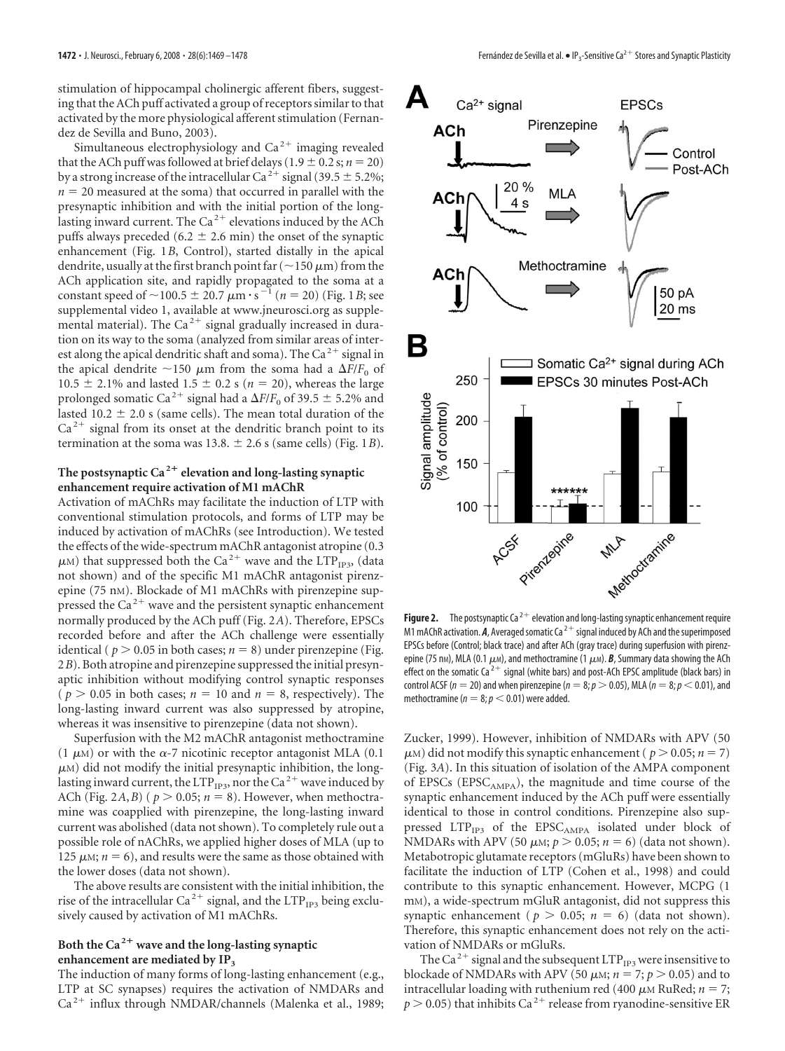stimulation of hippocampal cholinergic afferent fibers, suggesting that the ACh puff activated a group of receptors similar to that activated by the more physiological afferent stimulation (Fernandez de Sevilla and Buno, 2003).

Simultaneous electrophysiology and $Ca^{2+}$ imaging revealed that the ACh puff was followed at brief delays ($1.9 \pm 0.2$ s; $n = 20$) by a strong increase of the intracellular $Ca^{2+}$ signal ($39.5 \pm 5.2\%$; $n = 20$ measured at the soma) that occurred in parallel with the presynaptic inhibition and with the initial portion of the long-lasting inward current. The $Ca^{2+}$ elevations induced by the ACh puffs always preceded ($6.2 \pm 2.6$ min) the onset of the synaptic enhancement (Fig. 1*B*, Control), started distally in the apical dendrite, usually at the first branch point far (~150 μm) from the ACh application site, and rapidly propagated to the soma at a constant speed of ~$100.5 \pm 20.7$ μm · s$^{-1}$ ($n = 20$) (Fig. 1*B*; see supplemental video 1, available at www.jneurosci.org as supplemental material). The $Ca^{2+}$ signal gradually increased in duration on its way to the soma (analyzed from similar areas of interest along the apical dendritic shaft and soma). The $Ca^{2+}$ signal in the apical dendrite ~150 μm from the soma had a $\Delta F/F_0$ of $10.5 \pm 2.1\%$ and lasted $1.5 \pm 0.2$ s ($n = 20$), whereas the large prolonged somatic $Ca^{2+}$ signal had a $\Delta F/F_0$ of $39.5 \pm 5.2\%$ and lasted $10.2 \pm 2.0$ s (same cells). The mean total duration of the $Ca^{2+}$ signal from its onset at the dendritic branch point to its termination at the soma was 13.8. ± 2.6 s (same cells) (Fig. 1*B*).

### The postsynaptic $Ca^{2+}$ elevation and long-lasting synaptic enhancement require activation of M1 mAChR

Activation of mAChRs may facilitate the induction of LTP with conventional stimulation protocols, and forms of LTP may be induced by activation of mAChRs (see Introduction). We tested the effects of the wide-spectrum mAChR antagonist atropine (0.3 μM) that suppressed both the $Ca^{2+}$ wave and the $LTP_{IP3}$, (data not shown) and of the specific M1 mAChR antagonist pirenzepine (75 nM). Blockade of M1 mAChRs with pirenzepine suppressed the $Ca^{2+}$ wave and the persistent synaptic enhancement normally produced by the ACh puff (Fig. 2*A*). Therefore, EPSCs recorded before and after the ACh challenge were essentially identical ( $p > 0.05$ in both cases; $n = 8$) under pirenzepine (Fig. 2*B*). Both atropine and pirenzepine suppressed the initial presynaptic inhibition without modifying control synaptic responses ( $p > 0.05$ in both cases; $n = 10$ and $n = 8$, respectively). The long-lasting inward current was also suppressed by atropine, whereas it was insensitive to pirenzepine (data not shown).

Superfusion with the M2 mAChR antagonist methoctramine (1 μM) or with the α-7 nicotinic receptor antagonist MLA (0.1 μM) did not modify the initial presynaptic inhibition, the long-lasting inward current, the $LTP_{IP3}$, nor the $Ca^{2+}$ wave induced by ACh (Fig. 2*A*,*B*) ( $p > 0.05$; $n = 8$). However, when methoctramine was coapplied with pirenzepine, the long-lasting inward current was abolished (data not shown). To completely rule out a possible role of nAChRs, we applied higher doses of MLA (up to 125 μM; $n = 6$), and results were the same as those obtained with the lower doses (data not shown).

The above results are consistent with the initial inhibition, the rise of the intracellular $Ca^{2+}$ signal, and the $LTP_{IP3}$ being exclusively caused by activation of M1 mAChRs.

### Both the $Ca^{2+}$ wave and the long-lasting synaptic enhancement are mediated by $IP_3$

The induction of many forms of long-lasting enhancement (e.g., LTP at SC synapses) requires the activation of NMDARs and $Ca^{2+}$ influx through NMDAR/channels (Malenka et al., 1989; Zucker, 1999). However, inhibition of NMDARs with APV (50 μM) did not modify this synaptic enhancement ( $p > 0.05$; $n = 7$) (Fig. 3*A*). In this situation of isolation of the AMPA component of EPSCs ($EPSC_{AMPA}$), the magnitude and time course of the synaptic enhancement induced by the ACh puff were essentially identical to those in control conditions. Pirenzepine also suppressed $LTP_{IP3}$ of the $EPSC_{AMPA}$ isolated under block of NMDARs with APV (50 μM; $p > 0.05$; $n = 6$) (data not shown). Metabotropic glutamate receptors (mGluRs) have been shown to facilitate the induction of LTP (Cohen et al., 1998) and could contribute to this synaptic enhancement. However, MCPG (1 mM), a wide-spectrum mGluR antagonist, did not suppress this synaptic enhancement ( $p > 0.05$; $n = 6$) (data not shown). Therefore, this synaptic enhancement does not rely on the activation of NMDARs or mGluRs.

The $Ca^{2+}$ signal and the subsequent $LTP_{IP3}$ were insensitive to blockade of NMDARs with APV (50 μM; $n = 7$; $p > 0.05$) and to intracellular loading with ruthenium red (400 μM RuRed; $n = 7$; $p > 0.05$) that inhibits $Ca^{2+}$ release from ryanodine-sensitive ER

**Figure 2.** The postsynaptic $Ca^{2+}$ elevation and long-lasting synaptic enhancement require M1 mAChR activation. ***A***, Averaged somatic $Ca^{2+}$ signal induced by ACh and the superimposed EPSCs before (Control; black trace) and after ACh (gray trace) during superfusion with pirenzepine (75 nM), MLA (0.1 μM), and methoctramine (1 μM). ***B***, Summary data showing the ACh effect on the somatic $Ca^{2+}$ signal (white bars) and post-ACh EPSC amplitude (black bars) in control ACSF ($n = 20$) and when pirenzepine ($n = 8$; $p > 0.05$), MLA ($n = 8$; $p < 0.01$), and methoctramine ($n = 8$; $p < 0.01$) were added.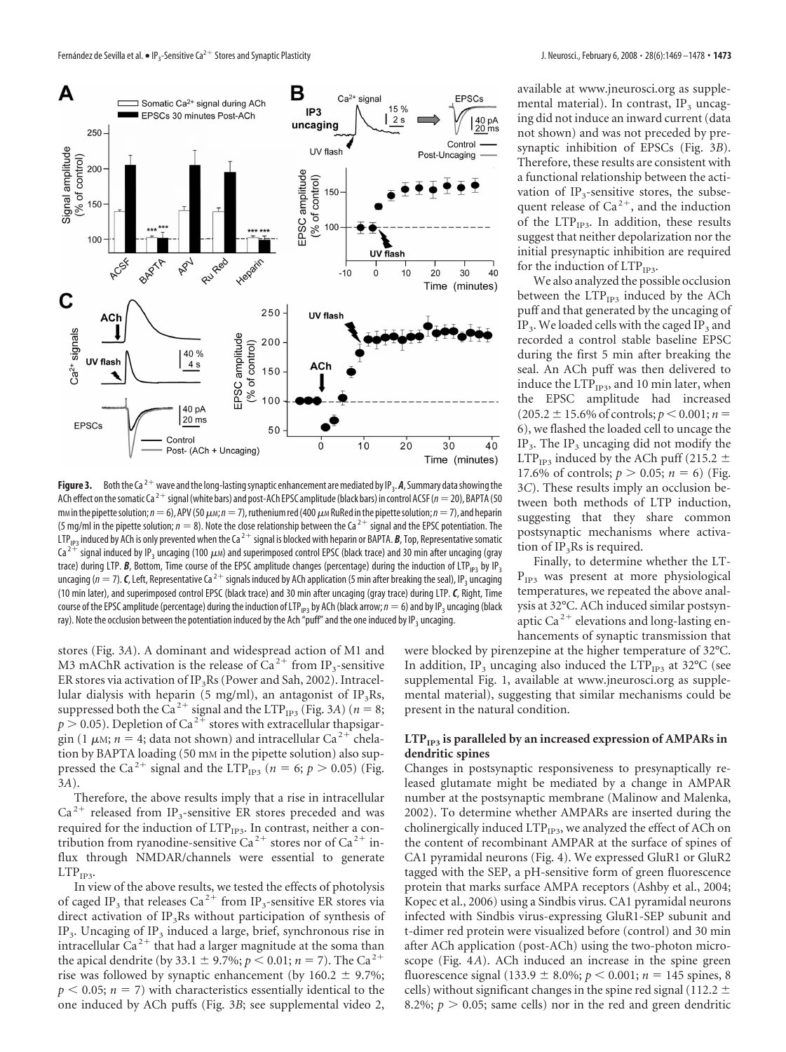**Figure 3.** Both the $Ca^{2+}$ wave and the long-lasting synaptic enhancement are mediated by $IP_3$. ***A***, Summary data showing the ACh effect on the somatic $Ca^{2+}$ signal (white bars) and post-ACh EPSC amplitude (black bars) in control ACSF ($n = 20$), BAPTA (50 mM in the pipette solution; $n = 6$), APV (50 μM; $n = 7$), ruthenium red (400 μM RuRed in the pipette solution; $n = 7$), and heparin (5 mg/ml in the pipette solution; $n = 8$). Note the close relationship between the $Ca^{2+}$ signal and the EPSC potentiation. The $LTP_{IP3}$ induced by ACh is only prevented when the $Ca^{2+}$ signal is blocked with heparin or BAPTA. ***B***, Top, Representative somatic $Ca^{2+}$ signal induced by $IP_3$ uncaging (100 μM) and superimposed control EPSC (black trace) and 30 min after uncaging (gray trace) during LTP. ***B***, Bottom, Time course of the EPSC amplitude changes (percentage) during the induction of $LTP_{IP3}$ by $IP_3$ uncaging ($n = 7$). ***C***, Left, Representative $Ca^{2+}$ signals induced by ACh application (5 min after breaking the seal), $IP_3$ uncaging (10 min later), and superimposed control EPSC (black trace) and 30 min after uncaging (gray trace) during LTP. ***C***, Right, Time course of the EPSC amplitude (percentage) during the induction of $LTP_{IP3}$ by ACh (black arrow; $n = 6$) and by $IP_3$ uncaging (black ray). Note the occlusion between the potentiation induced by the Ach "puff" and the one induced by $IP_3$ uncaging.

stores (Fig. 3*A*). A dominant and widespread action of M1 and M3 mAChR activation is the release of $Ca^{2+}$ from $IP_3$-sensitive ER stores via activation of $IP_3$Rs (Power and Sah, 2002). Intracellular dialysis with heparin (5 mg/ml), an antagonist of $IP_3$Rs, suppressed both the $Ca^{2+}$ signal and the $LTP_{IP3}$ (Fig. 3*A*) ($n = 8$; $p > 0.05$). Depletion of $Ca^{2+}$ stores with extracellular thapsigargin (1 μM; $n = 4$; data not shown) and intracellular $Ca^{2+}$ chelation by BAPTA loading (50 mM in the pipette solution) also suppressed the $Ca^{2+}$ signal and the $LTP_{IP3}$ ($n = 6$; $p > 0.05$) (Fig. 3*A*).

Therefore, the above results imply that a rise in intracellular $Ca^{2+}$ released from $IP_3$-sensitive ER stores preceded and was required for the induction of $LTP_{IP3}$. In contrast, neither a contribution from ryanodine-sensitive $Ca^{2+}$ stores nor of $Ca^{2+}$ influx through NMDAR/channels were essential to generate $LTP_{IP3}$.

In view of the above results, we tested the effects of photolysis of caged $IP_3$ that releases $Ca^{2+}$ from $IP_3$-sensitive ER stores via direct activation of $IP_3$Rs without participation of synthesis of $IP_3$. Uncaging of $IP_3$ induced a large, brief, synchronous rise in intracellular $Ca^{2+}$ that had a larger magnitude at the soma than the apical dendrite (by $33.1 \pm 9.7\%$; $p < 0.01$; $n = 7$). The $Ca^{2+}$ rise was followed by synaptic enhancement (by $160.2 \pm 9.7\%$; $p < 0.05$; $n = 7$) with characteristics essentially identical to the one induced by ACh puffs (Fig. 3*B*; see supplemental video 2, available at www.jneurosci.org as supplemental material). In contrast, $IP_3$ uncaging did not induce an inward current (data not shown) and was not preceded by presynaptic inhibition of EPSCs (Fig. 3*B*). Therefore, these results are consistent with a functional relationship between the activation of $IP_3$-sensitive stores, the subsequent release of $Ca^{2+}$, and the induction of the $LTP_{IP3}$. In addition, these results suggest that neither depolarization nor the initial presynaptic inhibition are required for the induction of $LTP_{IP3}$.

We also analyzed the possible occlusion between the $LTP_{IP3}$ induced by the ACh puff and that generated by the uncaging of $IP_3$. We loaded cells with the caged $IP_3$ and recorded a control stable baseline EPSC during the first 5 min after breaking the seal. An ACh puff was then delivered to induce the $LTP_{IP3}$, and 10 min later, when the EPSC amplitude had increased ($205.2 \pm 15.6\%$ of controls; $p < 0.001$; $n = 6$), we flashed the loaded cell to uncage the $IP_3$. The $IP_3$ uncaging did not modify the $LTP_{IP3}$ induced by the ACh puff ($215.2 \pm 17.6\%$ of controls; $p > 0.05$; $n = 6$) (Fig. 3*C*). These results imply an occlusion between both methods of LTP induction, suggesting that they share common postsynaptic mechanisms where activation of $IP_3$Rs is required.

Finally, to determine whether the $LTP_{IP3}$ was present at more physiological temperatures, we repeated the above analysis at 32°C. ACh induced similar postsynaptic $Ca^{2+}$ elevations and long-lasting enhancements of synaptic transmission that were blocked by pirenzepine at the higher temperature of 32°C. In addition, $IP_3$ uncaging also induced the $LTP_{IP3}$ at 32°C (see supplemental Fig. 1, available at www.jneurosci.org as supplemental material), suggesting that similar mechanisms could be present in the natural condition.

### $LTP_{IP3}$ is paralleled by an increased expression of AMPARs in dendritic spines

Changes in postsynaptic responsiveness to presynaptically released glutamate might be mediated by a change in AMPAR number at the postsynaptic membrane (Malinow and Malenka, 2002). To determine whether AMPARs are inserted during the cholinergically induced $LTP_{IP3}$, we analyzed the effect of ACh on the content of recombinant AMPAR at the surface of spines of CA1 pyramidal neurons (Fig. 4). We expressed GluR1 or GluR2 tagged with the SEP, a pH-sensitive form of green fluorescence protein that marks surface AMPA receptors (Ashby et al., 2004; Kopec et al., 2006) using a Sindbis virus. CA1 pyramidal neurons infected with Sindbis virus-expressing GluR1-SEP subunit and t-dimer red protein were visualized before (control) and 30 min after ACh application (post-ACh) using the two-photon microscope (Fig. 4*A*). ACh induced an increase in the spine green fluorescence signal ($133.9 \pm 8.0\%$; $p < 0.001$; $n = 145$ spines, 8 cells) without significant changes in the spine red signal ($112.2 \pm 8.2\%$; $p > 0.05$; same cells) nor in the red and green dendritic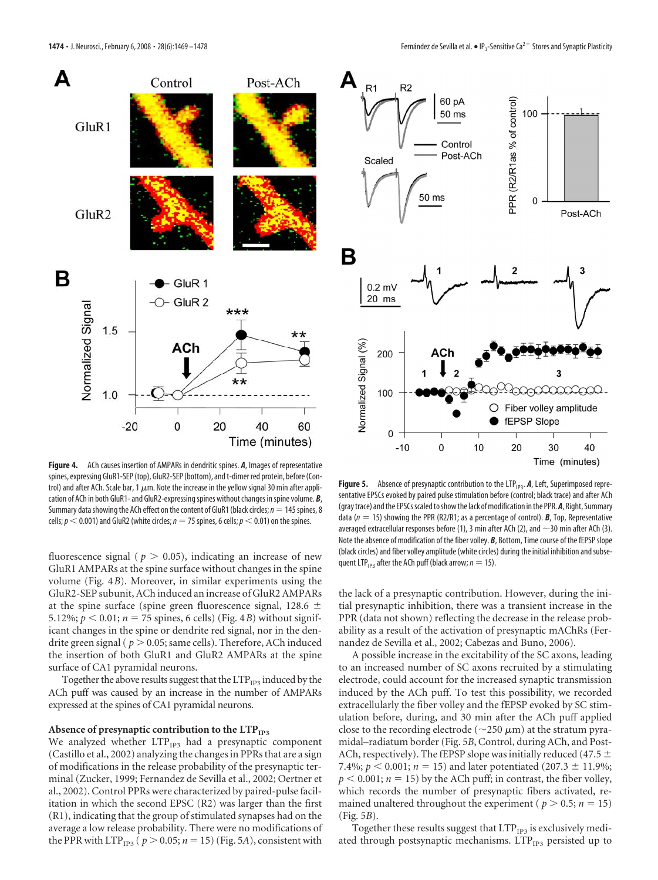**Figure 4.** ACh causes insertion of AMPARs in dendritic spines. ***A***, Images of representative spines, expressing GluR1-SEP (top), GluR2-SEP (bottom), and t-dimer red protein, before (Control) and after ACh. Scale bar, 1 μm. Note the increase in the yellow signal 30 min after application of ACh in both GluR1- and GluR2-expressing spines without changes in spine volume. ***B***, Summary data showing the ACh effect on the content of GluR1 (black circles; $n = 145$ spines, 8 cells; $p < 0.001$) and GluR2 (white circles; $n = 75$ spines, 6 cells; $p < 0.01$) on the spines.

**Figure 5.** Absence of presynaptic contribution to the $LTP_{IP3}$. ***A***, Left, Superimposed representative EPSCs evoked by paired pulse stimulation before (control; black trace) and after ACh (gray trace) and the EPSCs scaled to show the lack of modification in the PPR. ***A***, Right, Summary data ($n = 15$) showing the PPR (R2/R1; as a percentage of control). ***B***, Top, Representative averaged extracellular responses before (1), 3 min after ACh (2), and ~30 min after ACh (3). Note the absence of modification of the fiber volley. ***B***, Bottom, Time course of the fEPSP slope (black circles) and fiber volley amplitude (white circles) during the initial inhibition and subsequent $LTP_{IP3}$ after the ACh puff (black arrow; $n = 15$).

fluorescence signal ($p > 0.05$), indicating an increase of new GluR1 AMPARs at the spine surface without changes in the spine volume (Fig. 4*B*). Moreover, in similar experiments using the GluR2-SEP subunit, ACh induced an increase of GluR2 AMPARs at the spine surface (spine green fluorescence signal, 128.6 ± 5.12%; $p < 0.01$; $n = 75$ spines, 6 cells) (Fig. 4*B*) without significant changes in the spine or dendrite red signal, nor in the dendrite green signal ($p > 0.05$; same cells). Therefore, ACh induced the insertion of both GluR1 and GluR2 AMPARs at the spine surface of CA1 pyramidal neurons.

Together the above results suggest that the $LTP_{IP3}$ induced by the ACh puff was caused by an increase in the number of AMPARs expressed at the spines of CA1 pyramidal neurons.

### Absence of presynaptic contribution to the $LTP_{IP3}$

We analyzed whether $LTP_{IP3}$ had a presynaptic component (Castillo et al., 2002) analyzing the changes in PPRs that are a sign of modifications in the release probability of the presynaptic terminal (Zucker, 1999; Fernandez de Sevilla et al., 2002; Oertner et al., 2002). Control PPRs were characterized by paired-pulse facilitation in which the second EPSC (R2) was larger than the first (R1), indicating that the group of stimulated synapses had on the average a low release probability. There were no modifications of the PPR with $LTP_{IP3}$ ($p > 0.05$; $n = 15$) (Fig. 5*A*), consistent with the lack of a presynaptic contribution. However, during the initial presynaptic inhibition, there was a transient increase in the PPR (data not shown) reflecting the decrease in the release probability as a result of the activation of presynaptic mAChRs (Fernandez de Sevilla et al., 2002; Cabezas and Buno, 2006).

A possible increase in the excitability of the SC axons, leading to an increased number of SC axons recruited by a stimulating electrode, could account for the increased synaptic transmission induced by the ACh puff. To test this possibility, we recorded extracellularly the fiber volley and the fEPSP evoked by SC stimulation before, during, and 30 min after the ACh puff applied close to the recording electrode (~250 μm) at the stratum pyramidal–radiatum border (Fig. 5*B*, Control, during ACh, and Post-ACh, respectively). The fEPSP slope was initially reduced (47.5 ± 7.4%; $p < 0.001$; $n = 15$) and later potentiated (207.3 ± 11.9%; $p < 0.001$; $n = 15$) by the ACh puff; in contrast, the fiber volley, which records the number of presynaptic fibers activated, remained unaltered throughout the experiment ($p > 0.5$; $n = 15$) (Fig. 5*B*).

Together these results suggest that $LTP_{IP3}$ is exclusively mediated through postsynaptic mechanisms. $LTP_{IP3}$ persisted up to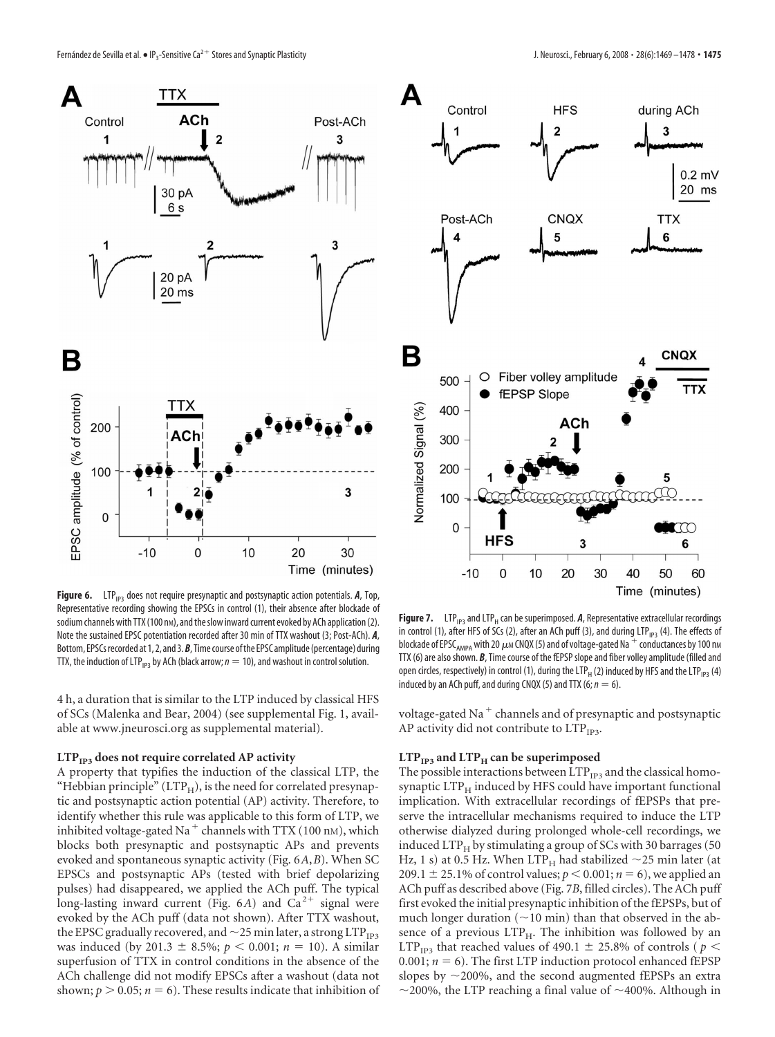**Figure 6.** $LTP_{IP3}$ does not require presynaptic and postsynaptic action potentials. ***A***, Top, Representative recording showing the EPSCs in control (1), their absence after blockade of sodium channels with TTX (100 nM), and the slow inward current evoked by ACh application (2). Note the sustained EPSC potentiation recorded after 30 min of TTX washout (3; Post-ACh). ***A***, Bottom, EPSCs recorded at 1, 2, and 3. ***B***, Time course of the EPSC amplitude (percentage) during TTX, the induction of $LTP_{IP3}$ by ACh (black arrow; $n = 10$), and washout in control solution.

**Figure 7.** $LTP_{IP3}$ and $LTP_H$ can be superimposed. ***A***, Representative extracellular recordings in control (1), after HFS of SCs (2), after an ACh puff (3), and during $LTP_{IP3}$ (4). The effects of blockade of $EPSC_{AMPA}$ with 20 μM CNQX (5) and of voltage-gated $Na^+$ conductances by 100 nM TTX (6) are also shown. ***B***, Time course of the fEPSP slope and fiber volley amplitude (filled and open circles, respectively) in control (1), during the $LTP_H$ (2) induced by HFS and the $LTP_{IP3}$ (4) induced by an ACh puff, and during CNQX (5) and TTX (6; $n = 6$).

4 h, a duration that is similar to the LTP induced by classical HFS of SCs (Malenka and Bear, 2004) (see supplemental Fig. 1, available at www.jneurosci.org as supplemental material).

### $LTP_{IP3}$ does not require correlated AP activity

A property that typifies the induction of the classical LTP, the "Hebbian principle" ($LTP_H$), is the need for correlated presynaptic and postsynaptic action potential (AP) activity. Therefore, to identify whether this rule was applicable to this form of LTP, we inhibited voltage-gated $Na^+$ channels with TTX (100 nM), which blocks both presynaptic and postsynaptic APs and prevents evoked and spontaneous synaptic activity (Fig. 6*A*,*B*). When SC EPSCs and postsynaptic APs (tested with brief depolarizing pulses) had disappeared, we applied the ACh puff. The typical long-lasting inward current (Fig. 6*A*) and $Ca^{2+}$ signal were evoked by the ACh puff (data not shown). After TTX washout, the EPSC gradually recovered, and ~25 min later, a strong $LTP_{IP3}$ was induced (by 201.3 ± 8.5%; $p < 0.001$; $n = 10$). A similar superfusion of TTX in control conditions in the absence of the ACh challenge did not modify EPSCs after a washout (data not shown; $p > 0.05$; $n = 6$). These results indicate that inhibition of voltage-gated $Na^+$ channels and of presynaptic and postsynaptic AP activity did not contribute to $LTP_{IP3}$.

### $LTP_{IP3}$ and $LTP_H$ can be superimposed

The possible interactions between $LTP_{IP3}$ and the classical homosynaptic $LTP_H$ induced by HFS could have important functional implication. With extracellular recordings of fEPSPs that preserve the intracellular mechanisms required to induce the LTP otherwise dialyzed during prolonged whole-cell recordings, we induced $LTP_H$ by stimulating a group of SCs with 30 barrages (50 Hz, 1 s) at 0.5 Hz. When $LTP_H$ had stabilized ~25 min later (at 209.1 ± 25.1% of control values; $p < 0.001$; $n = 6$), we applied an ACh puff as described above (Fig. 7*B*, filled circles). The ACh puff first evoked the initial presynaptic inhibition of the fEPSPs, but of much longer duration (~10 min) than that observed in the absence of a previous $LTP_H$. The inhibition was followed by an $LTP_{IP3}$ that reached values of 490.1 ± 25.8% of controls ($p < 0.001$; $n = 6$). The first LTP induction protocol enhanced fEPSP slopes by ~200%, and the second augmented fEPSPs an extra ~200%, the LTP reaching a final value of ~400%. Although in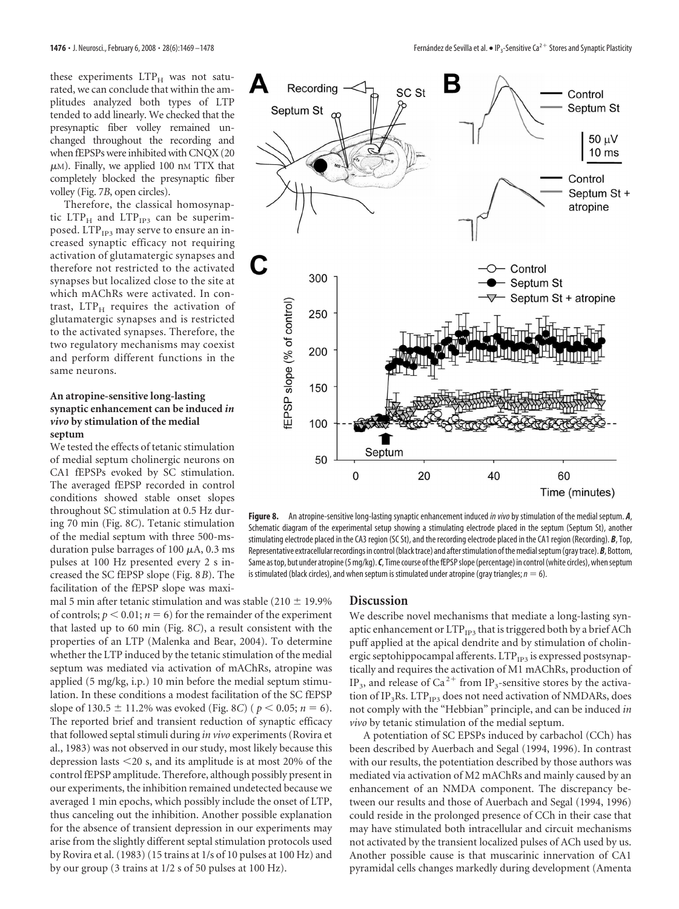these experiments $LTP_H$ was not saturated, we can conclude that within the amplitudes analyzed both types of LTP tended to add linearly. We checked that the presynaptic fiber volley remained unchanged throughout the recording and when fEPSPs were inhibited with CNQX (20 μM). Finally, we applied 100 nM TTX that completely blocked the presynaptic fiber volley (Fig. 7*B*, open circles).

Therefore, the classical homosynaptic $LTP_H$ and $LTP_{IP3}$ can be superimposed. $LTP_{IP3}$ may serve to ensure an increased synaptic efficacy not requiring activation of glutamatergic synapses and therefore not restricted to the activated synapses but localized close to the site at which mAChRs were activated. In contrast, $LTP_H$ requires the activation of glutamatergic synapses and is restricted to the activated synapses. Therefore, the two regulatory mechanisms may coexist and perform different functions in the same neurons.

### An atropine-sensitive long-lasting synaptic enhancement can be induced *in vivo* by stimulation of the medial septum

We tested the effects of tetanic stimulation of medial septum cholinergic neurons on CA1 fEPSPs evoked by SC stimulation. The averaged fEPSP recorded in control conditions showed stable onset slopes throughout SC stimulation at 0.5 Hz during 70 min (Fig. 8*C*). Tetanic stimulation of the medial septum with three 500-ms-duration pulse barrages of 100 μA, 0.3 ms pulses at 100 Hz presented every 2 s increased the SC fEPSP slope (Fig. 8*B*). The facilitation of the fEPSP slope was maximal 5 min after tetanic stimulation and was stable (210 ± 19.9% of controls; $p < 0.01$; $n = 6$) for the remainder of the experiment that lasted up to 60 min (Fig. 8*C*), a result consistent with the properties of an LTP (Malenka and Bear, 2004). To determine whether the LTP induced by the tetanic stimulation of the medial septum was mediated via activation of mAChRs, atropine was applied (5 mg/kg, i.p.) 10 min before the medial septum stimulation. In these conditions a modest facilitation of the SC fEPSP slope of 130.5 ± 11.2% was evoked (Fig. 8*C*) ($p < 0.05$; $n = 6$). The reported brief and transient reduction of synaptic efficacy that followed septal stimuli during *in vivo* experiments (Rovira et al., 1983) was not observed in our study, most likely because this depression lasts <20 s, and its amplitude is at most 20% of the control fEPSP amplitude. Therefore, although possibly present in our experiments, the inhibition remained undetected because we averaged 1 min epochs, which possibly include the onset of LTP, thus canceling out the inhibition. Another possible explanation for the absence of transient depression in our experiments may arise from the slightly different septal stimulation protocols used by Rovira et al. (1983) (15 trains at 1/s of 10 pulses at 100 Hz) and by our group (3 trains at 1/2 s of 50 pulses at 100 Hz).

**Figure 8.** An atropine-sensitive long-lasting synaptic enhancement induced *in vivo* by stimulation of the medial septum. ***A***, Schematic diagram of the experimental setup showing a stimulating electrode placed in the septum (Septum St), another stimulating electrode placed in the CA3 region (SC St), and the recording electrode placed in the CA1 region (Recording). ***B***, Top, Representative extracellular recordings in control (black trace) and after stimulation of the medial septum (gray trace). ***B***, Bottom, Same as top, but under atropine (5 mg/kg). ***C***, Time course of the fEPSP slope (percentage) in control (white circles), when septum is stimulated (black circles), and when septum is stimulated under atropine (gray triangles; $n = 6$).

## Discussion

We describe novel mechanisms that mediate a long-lasting synaptic enhancement or $LTP_{IP3}$ that is triggered both by a brief ACh puff applied at the apical dendrite and by stimulation of cholinergic septohippocampal afferents. $LTP_{IP3}$ is expressed postsynaptically and requires the activation of M1 mAChRs, production of $IP_3$, and release of $Ca^{2+}$ from $IP_3$-sensitive stores by the activation of $IP_3Rs$. $LTP_{IP3}$ does not need activation of NMDARs, does not comply with the "Hebbian" principle, and can be induced *in vivo* by tetanic stimulation of the medial septum.

A potentiation of SC EPSPs induced by carbachol (CCh) has been described by Auerbach and Segal (1994, 1996). In contrast with our results, the potentiation described by those authors was mediated via activation of M2 mAChRs and mainly caused by an enhancement of an NMDA component. The discrepancy between our results and those of Auerbach and Segal (1994, 1996) could reside in the prolonged presence of CCh in their case that may have stimulated both intracellular and circuit mechanisms not activated by the transient localized pulses of ACh used by us. Another possible cause is that muscarinic innervation of CA1 pyramidal cells changes markedly during development (Amenta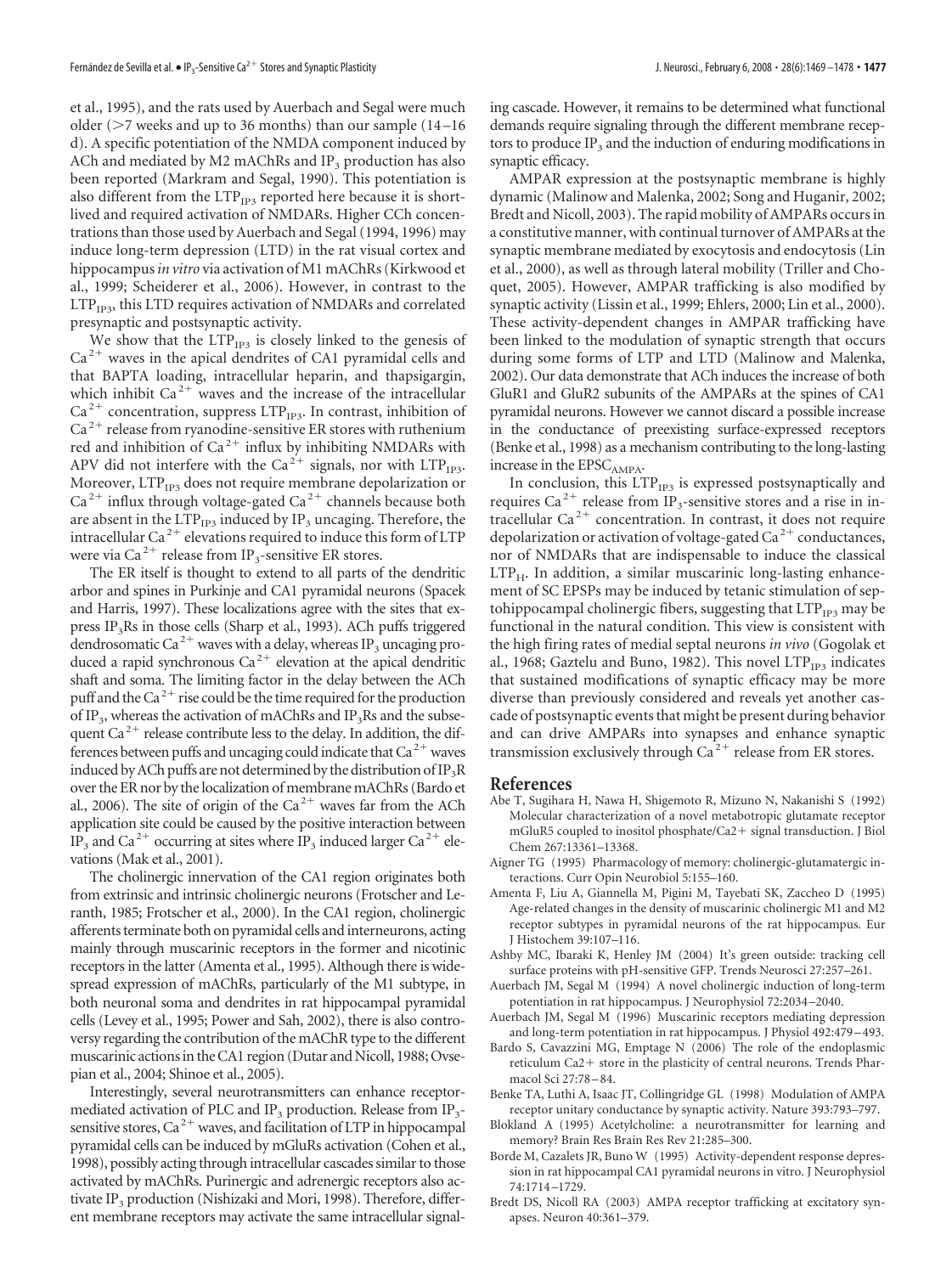et al., 1995), and the rats used by Auerbach and Segal were much older (>7 weeks and up to 36 months) than our sample (14–16 d). A specific potentiation of the NMDA component induced by ACh and mediated by M2 mAChRs and $IP_3$ production has also been reported (Markram and Segal, 1990). This potentiation is also different from the $LTP_{IP3}$ reported here because it is short-lived and required activation of NMDARs. Higher CCh concentrations than those used by Auerbach and Segal (1994, 1996) may induce long-term depression (LTD) in the rat visual cortex and hippocampus *in vitro* via activation of M1 mAChRs (Kirkwood et al., 1999; Scheiderer et al., 2006). However, in contrast to the $LTP_{IP3}$, this LTD requires activation of NMDARs and correlated presynaptic and postsynaptic activity.

We show that the $LTP_{IP3}$ is closely linked to the genesis of $Ca^{2+}$ waves in the apical dendrites of CA1 pyramidal cells and that BAPTA loading, intracellular heparin, and thapsigargin, which inhibit $Ca^{2+}$ waves and the increase of the intracellular $Ca^{2+}$ concentration, suppress $LTP_{IP3}$. In contrast, inhibition of $Ca^{2+}$ release from ryanodine-sensitive ER stores with ruthenium red and inhibition of $Ca^{2+}$ influx by inhibiting NMDARs with APV did not interfere with the $Ca^{2+}$ signals, nor with $LTP_{IP3}$. Moreover, $LTP_{IP3}$ does not require membrane depolarization or $Ca^{2+}$ influx through voltage-gated $Ca^{2+}$ channels because both are absent in the $LTP_{IP3}$ induced by $IP_3$ uncaging. Therefore, the intracellular $Ca^{2+}$ elevations required to induce this form of LTP were via $Ca^{2+}$ release from $IP_3$-sensitive ER stores.

The ER itself is thought to extend to all parts of the dendritic arbor and spines in Purkinje and CA1 pyramidal neurons (Spacek and Harris, 1997). These localizations agree with the sites that express $IP_3$Rs in those cells (Sharp et al., 1993). ACh puffs triggered dendrosomatic $Ca^{2+}$ waves with a delay, whereas $IP_3$ uncaging produced a rapid synchronous $Ca^{2+}$ elevation at the apical dendritic shaft and soma. The limiting factor in the delay between the ACh puff and the $Ca^{2+}$ rise could be the time required for the production of $IP_3$, whereas the activation of mAChRs and $IP_3$Rs and the subsequent $Ca^{2+}$ release contribute less to the delay. In addition, the differences between puffs and uncaging could indicate that $Ca^{2+}$ waves induced by ACh puffs are not determined by the distribution of $IP_3$R over the ER nor by the localization of membrane mAChRs (Bardo et al., 2006). The site of origin of the $Ca^{2+}$ waves far from the ACh application site could be caused by the positive interaction between $IP_3$ and $Ca^{2+}$ occurring at sites where $IP_3$ induced larger $Ca^{2+}$ elevations (Mak et al., 2001).

The cholinergic innervation of the CA1 region originates both from extrinsic and intrinsic cholinergic neurons (Frotscher and Leranth, 1985; Frotscher et al., 2000). In the CA1 region, cholinergic afferents terminate both on pyramidal cells and interneurons, acting mainly through muscarinic receptors in the former and nicotinic receptors in the latter (Amenta et al., 1995). Although there is widespread expression of mAChRs, particularly of the M1 subtype, in both neuronal soma and dendrites in rat hippocampal pyramidal cells (Levey et al., 1995; Power and Sah, 2002), there is also controversy regarding the contribution of the mAChR type to the different muscarinic actions in the CA1 region (Dutar and Nicoll, 1988; Ovsepian et al., 2004; Shinoe et al., 2005).

Interestingly, several neurotransmitters can enhance receptor-mediated activation of PLC and $IP_3$ production. Release from $IP_3$-sensitive stores, $Ca^{2+}$ waves, and facilitation of LTP in hippocampal pyramidal cells can be induced by mGluRs activation (Cohen et al., 1998), possibly acting through intracellular cascades similar to those activated by mAChRs. Purinergic and adrenergic receptors also activate $IP_3$ production (Nishizaki and Mori, 1998). Therefore, different membrane receptors may activate the same intracellular signaling cascade. However, it remains to be determined what functional demands require signaling through the different membrane receptors to produce $IP_3$ and the induction of enduring modifications in synaptic efficacy.

AMPAR expression at the postsynaptic membrane is highly dynamic (Malinow and Malenka, 2002; Song and Huganir, 2002; Bredt and Nicoll, 2003). The rapid mobility of AMPARs occurs in a constitutive manner, with continual turnover of AMPARs at the synaptic membrane mediated by exocytosis and endocytosis (Lin et al., 2000), as well as through lateral mobility (Triller and Choquet, 2005). However, AMPAR trafficking is also modified by synaptic activity (Lissin et al., 1999; Ehlers, 2000; Lin et al., 2000). These activity-dependent changes in AMPAR trafficking have been linked to the modulation of synaptic strength that occurs during some forms of LTP and LTD (Malinow and Malenka, 2002). Our data demonstrate that ACh induces the increase of both GluR1 and GluR2 subunits of the AMPARs at the spines of CA1 pyramidal neurons. However we cannot discard a possible increase in the conductance of preexisting surface-expressed receptors (Benke et al., 1998) as a mechanism contributing to the long-lasting increase in the $EPSC_{AMPA}$.

In conclusion, this $LTP_{IP3}$ is expressed postsynaptically and requires $Ca^{2+}$ release from $IP_3$-sensitive stores and a rise in intracellular $Ca^{2+}$ concentration. In contrast, it does not require depolarization or activation of voltage-gated $Ca^{2+}$ conductances, nor of NMDARs that are indispensable to induce the classical $LTP_H$. In addition, a similar muscarinic long-lasting enhancement of SC EPSPs may be induced by tetanic stimulation of septohippocampal cholinergic fibers, suggesting that $LTP_{IP3}$ may be functional in the natural condition. This view is consistent with the high firing rates of medial septal neurons *in vivo* (Gogolak et al., 1968; Gaztelu and Buno, 1982). This novel $LTP_{IP3}$ indicates that sustained modifications of synaptic efficacy may be more diverse than previously considered and reveals yet another cascade of postsynaptic events that might be present during behavior and can drive AMPARs into synapses and enhance synaptic transmission exclusively through $Ca^{2+}$ release from ER stores.

## References

Abe T, Sugihara H, Nawa H, Shigemoto R, Mizuno N, Nakanishi S (1992) Molecular characterization of a novel metabotropic glutamate receptor mGluR5 coupled to inositol phosphate/Ca2+ signal transduction. J Biol Chem 267:13361–13368.

Aigner TG (1995) Pharmacology of memory: cholinergic-glutamatergic interactions. Curr Opin Neurobiol 5:155–160.

Amenta F, Liu A, Giannella M, Pigini M, Tayebati SK, Zaccheo D (1995) Age-related changes in the density of muscarinic cholinergic M1 and M2 receptor subtypes in pyramidal neurons of the rat hippocampus. Eur J Histochem 39:107–116.

Ashby MC, Ibaraki K, Henley JM (2004) It's green outside: tracking cell surface proteins with pH-sensitive GFP. Trends Neurosci 27:257–261.

Auerbach JM, Segal M (1994) A novel cholinergic induction of long-term potentiation in rat hippocampus. J Neurophysiol 72:2034–2040.

Auerbach JM, Segal M (1996) Muscarinic receptors mediating depression and long-term potentiation in rat hippocampus. J Physiol 492:479–493.

Bardo S, Cavazzini MG, Emptage N (2006) The role of the endoplasmic reticulum Ca2+ store in the plasticity of central neurons. Trends Pharmacol Sci 27:78–84.

Benke TA, Luthi A, Isaac JT, Collingridge GL (1998) Modulation of AMPA receptor unitary conductance by synaptic activity. Nature 393:793–797.

Blokland A (1995) Acetylcholine: a neurotransmitter for learning and memory? Brain Res Brain Res Rev 21:285–300.

Borde M, Cazalets JR, Buno W (1995) Activity-dependent response depression in rat hippocampal CA1 pyramidal neurons in vitro. J Neurophysiol 74:1714–1729.

Bredt DS, Nicoll RA (2003) AMPA receptor trafficking at excitatory synapses. Neuron 40:361–379.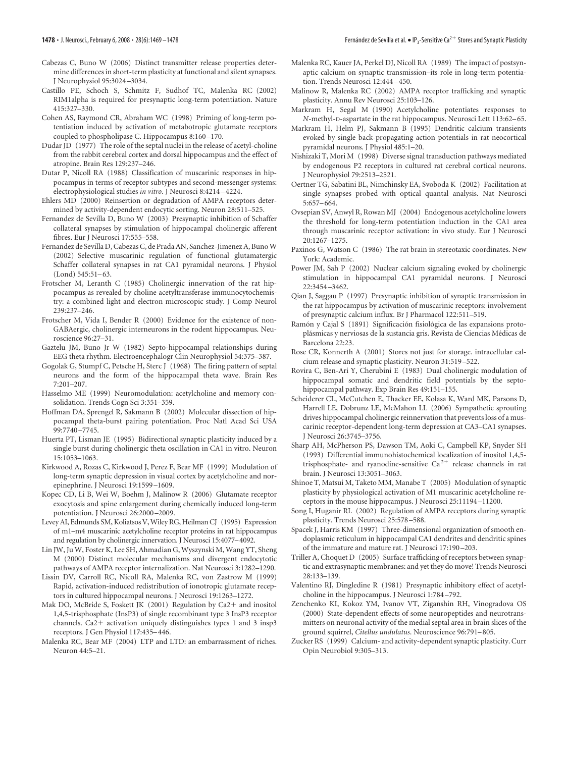Cabezas C, Buno W (2006) Distinct transmitter release properties determine differences in short-term plasticity at functional and silent synapses. J Neurophysiol 95:3024–3034.

Castillo PE, Schoch S, Schmitz F, Sudhof TC, Malenka RC (2002) RIM1alpha is required for presynaptic long-term potentiation. Nature 415:327–330.

Cohen AS, Raymond CR, Abraham WC (1998) Priming of long-term potentiation induced by activation of metabotropic glutamate receptors coupled to phospholipase C. Hippocampus 8:160–170.

Dudar JD (1977) The role of the septal nuclei in the release of acetyl-choline from the rabbit cerebral cortex and dorsal hippocampus and the effect of atropine. Brain Res 129:237–246.

Dutar P, Nicoll RA (1988) Classification of muscarinic responses in hippocampus in terms of receptor subtypes and second-messenger systems: electrophysiological studies *in vitro*. J Neurosci 8:4214–4224.

Ehlers MD (2000) Reinsertion or degradation of AMPA receptors determined by activity-dependent endocytic sorting. Neuron 28:511–525.

Fernandez de Sevilla D, Buno W (2003) Presynaptic inhibition of Schaffer collateral synapses by stimulation of hippocampal cholinergic afferent fibres. Eur J Neurosci 17:555–558.

Fernandez de Sevilla D, Cabezas C, de Prada AN, Sanchez-Jimenez A, Buno W (2002) Selective muscarinic regulation of functional glutamatergic Schaffer collateral synapses in rat CA1 pyramidal neurons. J Physiol (Lond) 545:51–63.

Frotscher M, Leranth C (1985) Cholinergic innervation of the rat hippocampus as revealed by choline acetyltransferase immunocytochemistry: a combined light and electron microscopic study. J Comp Neurol 239:237–246.

Frotscher M, Vida I, Bender R (2000) Evidence for the existence of non-GABAergic, cholinergic interneurons in the rodent hippocampus. Neuroscience 96:27–31.

Gaztelu JM, Buno Jr W (1982) Septo-hippocampal relationships during EEG theta rhythm. Electroencephalogr Clin Neurophysiol 54:375–387.

Gogolak G, Stumpf C, Petsche H, Sterc J (1968) The firing pattern of septal neurons and the form of the hippocampal theta wave. Brain Res 7:201–207.

Hasselmo ME (1999) Neuromodulation: acetylcholine and memory consolidation. Trends Cogn Sci 3:351–359.

Hoffman DA, Sprengel R, Sakmann B (2002) Molecular dissection of hippocampal theta-burst pairing potentiation. Proc Natl Acad Sci USA 99:7740–7745.

Huerta PT, Lisman JE (1995) Bidirectional synaptic plasticity induced by a single burst during cholinergic theta oscillation in CA1 in vitro. Neuron 15:1053–1063.

Kirkwood A, Rozas C, Kirkwood J, Perez F, Bear MF (1999) Modulation of long-term synaptic depression in visual cortex by acetylcholine and norepinephrine. J Neurosci 19:1599–1609.

Kopec CD, Li B, Wei W, Boehm J, Malinow R (2006) Glutamate receptor exocytosis and spine enlargement during chemically induced long-term potentiation. J Neurosci 26:2000–2009.

Levey AI, Edmunds SM, Koliatsos V, Wiley RG, Heilman CJ (1995) Expression of m1–m4 muscarinic acetylcholine receptor proteins in rat hippocampus and regulation by cholinergic innervation. J Neurosci 15:4077–4092.

Lin JW, Ju W, Foster K, Lee SH, Ahmadian G, Wyszynski M, Wang YT, Sheng M (2000) Distinct molecular mechanisms and divergent endocytotic pathways of AMPA receptor internalization. Nat Neurosci 3:1282–1290.

Lissin DV, Carroll RC, Nicoll RA, Malenka RC, von Zastrow M (1999) Rapid, activation-induced redistribution of ionotropic glutamate receptors in cultured hippocampal neurons. J Neurosci 19:1263–1272.

Mak DO, McBride S, Foskett JK (2001) Regulation by Ca2+ and inositol 1,4,5-trisphosphate (InsP3) of single recombinant type 3 InsP3 receptor channels. Ca2+ activation uniquely distinguishes types 1 and 3 insp3 receptors. J Gen Physiol 117:435–446.

Malenka RC, Bear MF (2004) LTP and LTD: an embarrassment of riches. Neuron 44:5–21.

Malenka RC, Kauer JA, Perkel DJ, Nicoll RA (1989) The impact of postsynaptic calcium on synaptic transmission–its role in long-term potentiation. Trends Neurosci 12:444–450.

Malinow R, Malenka RC (2002) AMPA receptor trafficking and synaptic plasticity. Annu Rev Neurosci 25:103–126.

Markram H, Segal M (1990) Acetylcholine potentiates responses to *N*-methyl-D-aspartate in the rat hippocampus. Neurosci Lett 113:62–65.

Markram H, Helm PJ, Sakmann B (1995) Dendritic calcium transients evoked by single back-propagating action potentials in rat neocortical pyramidal neurons. J Physiol 485:1–20.

Nishizaki T, Mori M (1998) Diverse signal transduction pathways mediated by endogenous P2 receptors in cultured rat cerebral cortical neurons. J Neurophysiol 79:2513–2521.

Oertner TG, Sabatini BL, Nimchinsky EA, Svoboda K (2002) Facilitation at single synapses probed with optical quantal analysis. Nat Neurosci 5:657–664.

Ovsepian SV, Anwyl R, Rowan MJ (2004) Endogenous acetylcholine lowers the threshold for long-term potentiation induction in the CA1 area through muscarinic receptor activation: in vivo study. Eur J Neurosci 20:1267–1275.

Paxinos G, Watson C (1986) The rat brain in stereotaxic coordinates. New York: Academic.

Power JM, Sah P (2002) Nuclear calcium signaling evoked by cholinergic stimulation in hippocampal CA1 pyramidal neurons. J Neurosci 22:3454–3462.

Qian J, Saggau P (1997) Presynaptic inhibition of synaptic transmission in the rat hippocampus by activation of muscarinic receptors: involvement of presynaptic calcium influx. Br J Pharmacol 122:511–519.

Ramón y Cajal S (1891) Significación fisiológica de las expansions protoplásmicas y nerviosas de la sustancia gris. Revista de Ciencias Médicas de Barcelona 22:23.

Rose CR, Konnerth A (2001) Stores not just for storage. intracellular calcium release and synaptic plasticity. Neuron 31:519–522.

Rovira C, Ben-Ari Y, Cherubini E (1983) Dual cholinergic modulation of hippocampal somatic and dendritic field potentials by the septo-hippocampal pathway. Exp Brain Res 49:151–155.

Scheiderer CL, McCutchen E, Thacker EE, Kolasa K, Ward MK, Parsons D, Harrell LE, Dobrunz LE, McMahon LL (2006) Sympathetic sprouting drives hippocampal cholinergic reinnervation that prevents loss of a muscarinic receptor-dependent long-term depression at CA3–CA1 synapses. J Neurosci 26:3745–3756.

Sharp AH, McPherson PS, Dawson TM, Aoki C, Campbell KP, Snyder SH (1993) Differential immunohistochemical localization of inositol 1,4,5-trisphosphate- and ryanodine-sensitive $Ca^{2+}$ release channels in rat brain. J Neurosci 13:3051–3063.

Shinoe T, Matsui M, Taketo MM, Manabe T (2005) Modulation of synaptic plasticity by physiological activation of M1 muscarinic acetylcholine receptors in the mouse hippocampus. J Neurosci 25:11194–11200.

Song I, Huganir RL (2002) Regulation of AMPA receptors during synaptic plasticity. Trends Neurosci 25:578–588.

Spacek J, Harris KM (1997) Three-dimensional organization of smooth endoplasmic reticulum in hippocampal CA1 dendrites and dendritic spines of the immature and mature rat. J Neurosci 17:190–203.

Triller A, Choquet D (2005) Surface trafficking of receptors between synaptic and extrasynaptic membranes: and yet they do move! Trends Neurosci 28:133–139.

Valentino RJ, Dingledine R (1981) Presynaptic inhibitory effect of acetylcholine in the hippocampus. J Neurosci 1:784–792.

Zenchenko KI, Kokoz YM, Ivanov VT, Ziganshin RH, Vinogradova OS (2000) State-dependent effects of some neuropeptides and neurotransmitters on neuronal activity of the medial septal area in brain slices of the ground squirrel, *Citellus undulatus*. Neuroscience 96:791–805.

Zucker RS (1999) Calcium- and activity-dependent synaptic plasticity. Curr Opin Neurobiol 9:305–313.